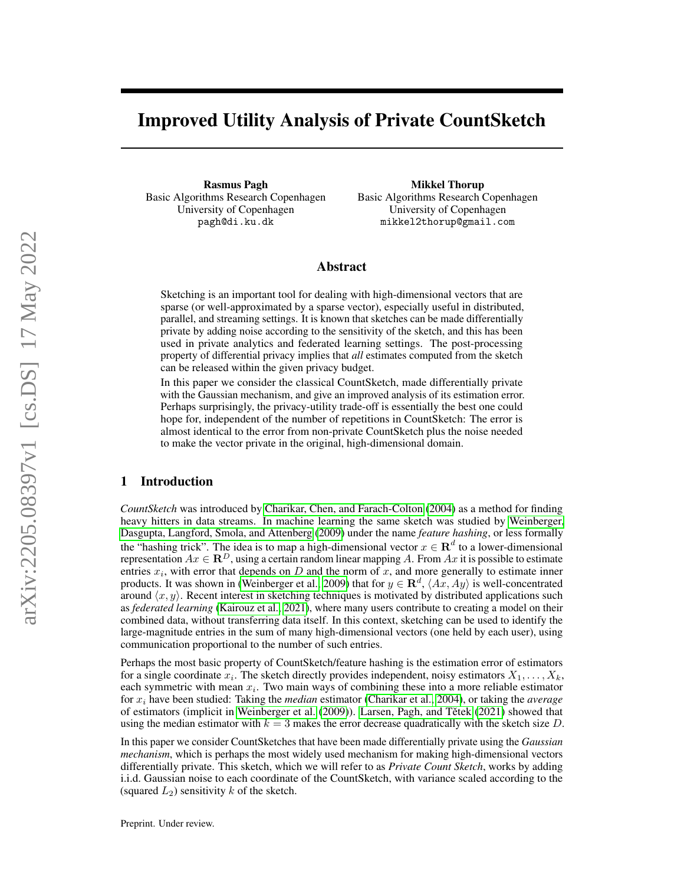# Improved Utility Analysis of Private CountSketch

**Rasmus Pagh**
Basic Algorithms Research Copenhagen
University of Copenhagen
pagh@di.ku.dk

**Mikkel Thorup**
Basic Algorithms Research Copenhagen
University of Copenhagen
mikkel2thorup@gmail.com

## Abstract

Sketching is an important tool for dealing with high-dimensional vectors that are sparse (or well-approximated by a sparse vector), especially useful in distributed, parallel, and streaming settings. It is known that sketches can be made differentially private by adding noise according to the sensitivity of the sketch, and this has been used in private analytics and federated learning settings. The post-processing property of differential privacy implies that *all* estimates computed from the sketch can be released within the given privacy budget.

In this paper we consider the classical CountSketch, made differentially private with the Gaussian mechanism, and give an improved analysis of its estimation error. Perhaps surprisingly, the privacy-utility trade-off is essentially the best one could hope for, independent of the number of repetitions in CountSketch: The error is almost identical to the error from non-private CountSketch plus the noise needed to make the vector private in the original, high-dimensional domain.

## 1 Introduction

*CountSketch* was introduced by Charikar, Chen, and Farach-Colton (2004) as a method for finding heavy hitters in data streams. In machine learning the same sketch was studied by Weinberger, Dasgupta, Langford, Smola, and Attenberg (2009) under the name *feature hashing*, or less formally the "hashing trick". The idea is to map a high-dimensional vector $x \in \mathbf{R}^d$ to a lower-dimensional representation $Ax \in \mathbf{R}^D$, using a certain random linear mapping $A$. From $Ax$ it is possible to estimate entries $x_i$, with error that depends on $D$ and the norm of $x$, and more generally to estimate inner products. It was shown in (Weinberger et al., 2009) that for $y \in \mathbf{R}^d$, $\langle Ax, Ay \rangle$ is well-concentrated around $\langle x, y \rangle$. Recent interest in sketching techniques is motivated by distributed applications such as *federated learning* (Kairouz et al., 2021), where many users contribute to creating a model on their combined data, without transferring data itself. In this context, sketching can be used to identify the large-magnitude entries in the sum of many high-dimensional vectors (one held by each user), using communication proportional to the number of such entries.

Perhaps the most basic property of CountSketch/feature hashing is the estimation error of estimators for a single coordinate $x_i$. The sketch directly provides independent, noisy estimators $X_1, \ldots, X_k$, each symmetric with mean $x_i$. Two main ways of combining these into a more reliable estimator for $x_i$ have been studied: Taking the *median* estimator (Charikar et al., 2004), or taking the *average* of estimators (implicit in Weinberger et al. (2009)). Larsen, Pagh, and Tětek (2021) showed that using the median estimator with $k = 3$ makes the error decrease quadratically with the sketch size $D$.

In this paper we consider CountSketches that have been made differentially private using the *Gaussian mechanism*, which is perhaps the most widely used mechanism for making high-dimensional vectors differentially private. This sketch, which we will refer to as *Private Count Sketch*, works by adding i.i.d. Gaussian noise to each coordinate of the CountSketch, with variance scaled according to the (squared $L_2$) sensitivity $k$ of the sketch.

Preprint. Under review.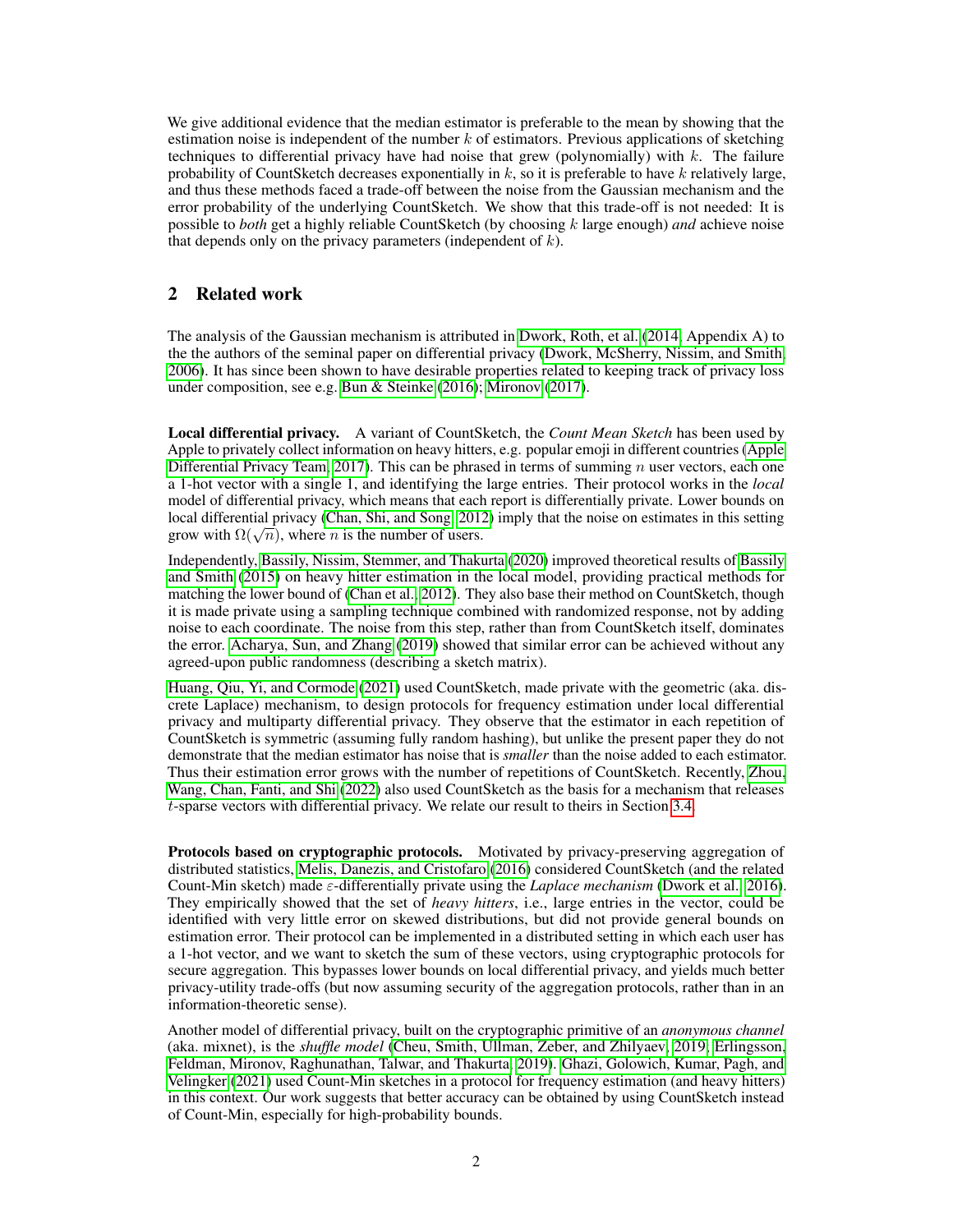We give additional evidence that the median estimator is preferable to the mean by showing that the estimation noise is independent of the number $k$ of estimators. Previous applications of sketching techniques to differential privacy have had noise that grew (polynomially) with $k$. The failure probability of CountSketch decreases exponentially in $k$, so it is preferable to have $k$ relatively large, and thus these methods faced a trade-off between the noise from the Gaussian mechanism and the error probability of the underlying CountSketch. We show that this trade-off is not needed: It is possible to *both* get a highly reliable CountSketch (by choosing $k$ large enough) *and* achieve noise that depends only on the privacy parameters (independent of $k$).

## 2 Related work

The analysis of the Gaussian mechanism is attributed in Dwork, Roth, et al. (2014, Appendix A) to the the authors of the seminal paper on differential privacy (Dwork, McSherry, Nissim, and Smith, 2006). It has since been shown to have desirable properties related to keeping track of privacy loss under composition, see e.g. Bun & Steinke (2016); Mironov (2017).

**Local differential privacy.** A variant of CountSketch, the *Count Mean Sketch* has been used by Apple to privately collect information on heavy hitters, e.g. popular emoji in different countries (Apple Differential Privacy Team, 2017). This can be phrased in terms of summing $n$ user vectors, each one a 1-hot vector with a single 1, and identifying the large entries. Their protocol works in the *local* model of differential privacy, which means that each report is differentially private. Lower bounds on local differential privacy (Chan, Shi, and Song, 2012) imply that the noise on estimates in this setting grow with $\Omega(\sqrt{n})$, where $n$ is the number of users.

Independently, Bassily, Nissim, Stemmer, and Thakurta (2020) improved theoretical results of Bassily and Smith (2015) on heavy hitter estimation in the local model, providing practical methods for matching the lower bound of (Chan et al., 2012). They also base their method on CountSketch, though it is made private using a sampling technique combined with randomized response, not by adding noise to each coordinate. The noise from this step, rather than from CountSketch itself, dominates the error. Acharya, Sun, and Zhang (2019) showed that similar error can be achieved without any agreed-upon public randomness (describing a sketch matrix).

Huang, Qiu, Yi, and Cormode (2021) used CountSketch, made private with the geometric (aka. discrete Laplace) mechanism, to design protocols for frequency estimation under local differential privacy and multiparty differential privacy. They observe that the estimator in each repetition of CountSketch is symmetric (assuming fully random hashing), but unlike the present paper they do not demonstrate that the median estimator has noise that is *smaller* than the noise added to each estimator. Thus their estimation error grows with the number of repetitions of CountSketch. Recently, Zhou, Wang, Chan, Fanti, and Shi (2022) also used CountSketch as the basis for a mechanism that releases $t$-sparse vectors with differential privacy. We relate our result to theirs in Section 3.4.

**Protocols based on cryptographic protocols.** Motivated by privacy-preserving aggregation of distributed statistics, Melis, Danezis, and Cristofaro (2016) considered CountSketch (and the related Count-Min sketch) made $\varepsilon$-differentially private using the *Laplace mechanism* (Dwork et al., 2016). They empirically showed that the set of *heavy hitters*, i.e., large entries in the vector, could be identified with very little error on skewed distributions, but did not provide general bounds on estimation error. Their protocol can be implemented in a distributed setting in which each user has a 1-hot vector, and we want to sketch the sum of these vectors, using cryptographic protocols for secure aggregation. This bypasses lower bounds on local differential privacy, and yields much better privacy-utility trade-offs (but now assuming security of the aggregation protocols, rather than in an information-theoretic sense).

Another model of differential privacy, built on the cryptographic primitive of an *anonymous channel* (aka. mixnet), is the *shuffle model* (Cheu, Smith, Ullman, Zeber, and Zhilyaev, 2019; Erlingsson, Feldman, Mironov, Raghunathan, Talwar, and Thakurta, 2019). Ghazi, Golowich, Kumar, Pagh, and Velingker (2021) used Count-Min sketches in a protocol for frequency estimation (and heavy hitters) in this context. Our work suggests that better accuracy can be obtained by using CountSketch instead of Count-Min, especially for high-probability bounds.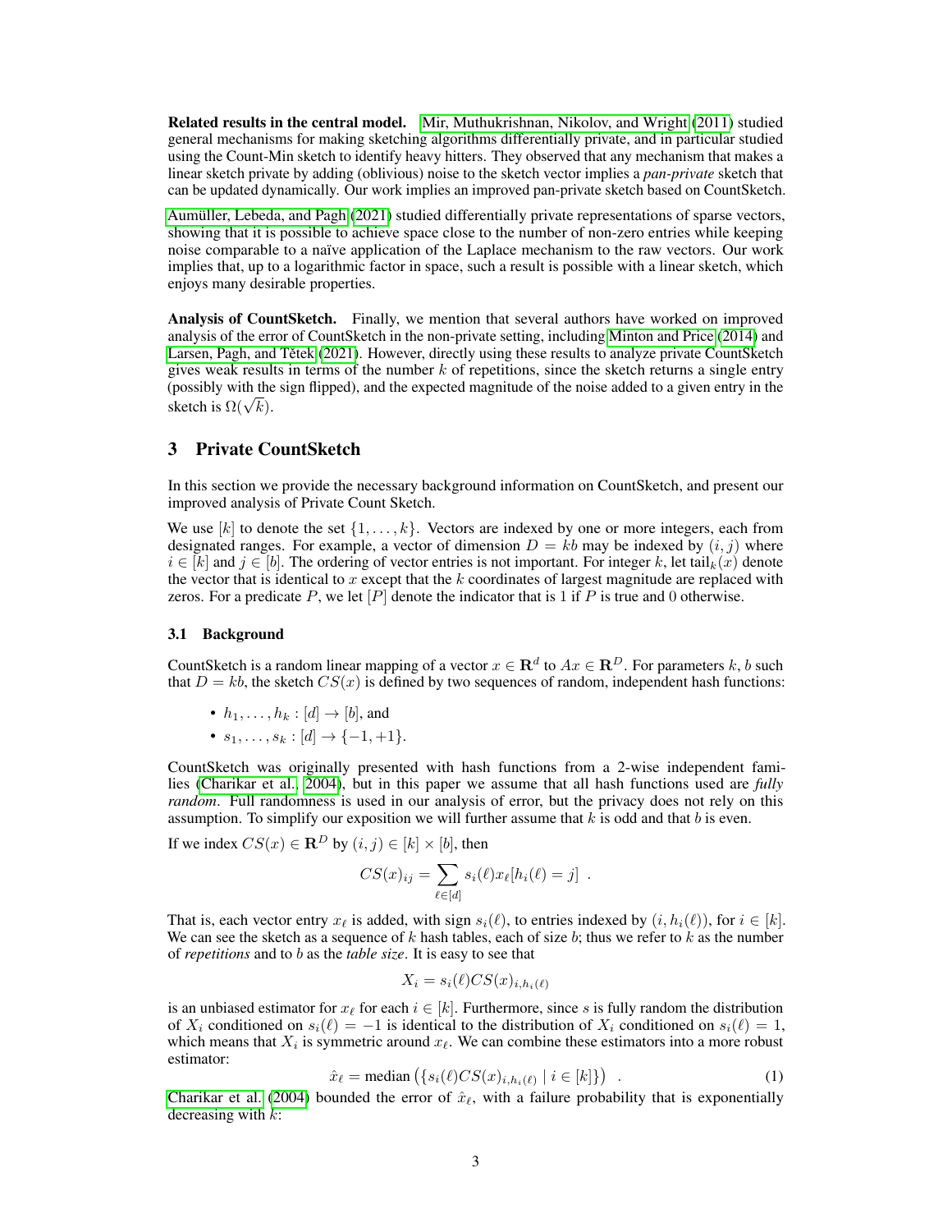**Related results in the central model.** Mir, Muthukrishnan, Nikolov, and Wright (2011) studied general mechanisms for making sketching algorithms differentially private, and in particular studied using the Count-Min sketch to identify heavy hitters. They observed that any mechanism that makes a linear sketch private by adding (oblivious) noise to the sketch vector implies a *pan-private* sketch that can be updated dynamically. Our work implies an improved pan-private sketch based on CountSketch.

Aumüller, Lebeda, and Pagh (2021) studied differentially private representations of sparse vectors, showing that it is possible to achieve space close to the number of non-zero entries while keeping noise comparable to a naïve application of the Laplace mechanism to the raw vectors. Our work implies that, up to a logarithmic factor in space, such a result is possible with a linear sketch, which enjoys many desirable properties.

**Analysis of CountSketch.** Finally, we mention that several authors have worked on improved analysis of the error of CountSketch in the non-private setting, including Minton and Price (2014) and Larsen, Pagh, and Tětek (2021). However, directly using these results to analyze private CountSketch gives weak results in terms of the number $k$ of repetitions, since the sketch returns a single entry (possibly with the sign flipped), and the expected magnitude of the noise added to a given entry in the sketch is $\Omega(\sqrt{k})$.

## 3 Private CountSketch

In this section we provide the necessary background information on CountSketch, and present our improved analysis of Private Count Sketch.

We use $[k]$ to denote the set $\{1, \dots, k\}$. Vectors are indexed by one or more integers, each from designated ranges. For example, a vector of dimension $D = kb$ may be indexed by $(i, j)$ where $i \in [k]$ and $j \in [b]$. The ordering of vector entries is not important. For integer $k$, let $\text{tail}_k(x)$ denote the vector that is identical to $x$ except that the $k$ coordinates of largest magnitude are replaced with zeros. For a predicate $P$, we let $[P]$ denote the indicator that is 1 if $P$ is true and 0 otherwise.

### 3.1 Background

CountSketch is a random linear mapping of a vector $x \in \mathbf{R}^d$ to $Ax \in \mathbf{R}^D$. For parameters $k, b$ such that $D = kb$, the sketch $CS(x)$ is defined by two sequences of random, independent hash functions:

- $h_1, \dots, h_k : [d] \to [b]$, and
- $s_1, \dots, s_k : [d] \to \{-1, +1\}$.

CountSketch was originally presented with hash functions from a 2-wise independent families (Charikar et al., 2004), but in this paper we assume that all hash functions used are *fully random*. Full randomness is used in our analysis of error, but the privacy does not rely on this assumption. To simplify our exposition we will further assume that $k$ is odd and that $b$ is even.

If we index $CS(x) \in \mathbf{R}^D$ by $(i, j) \in [k] \times [b]$, then

$$CS(x)_{ij} = \sum_{\ell \in [d]} s_i(\ell) x_\ell [h_i(\ell) = j] \ .$$

That is, each vector entry $x_\ell$ is added, with sign $s_i(\ell)$, to entries indexed by $(i, h_i(\ell))$, for $i \in [k]$. We can see the sketch as a sequence of $k$ hash tables, each of size $b$; thus we refer to $k$ as the number of *repetitions* and to $b$ as the *table size*. It is easy to see that

$$X_i = s_i(\ell) CS(x)_{i, h_i(\ell)}$$

is an unbiased estimator for $x_\ell$ for each $i \in [k]$. Furthermore, since $s$ is fully random the distribution of $X_i$ conditioned on $s_i(\ell) = -1$ is identical to the distribution of $X_i$ conditioned on $s_i(\ell) = 1$, which means that $X_i$ is symmetric around $x_\ell$. We can combine these estimators into a more robust estimator:

$$\hat{x}_\ell = \text{median}\left(\{s_i(\ell) CS(x)_{i, h_i(\ell)} \mid i \in [k]\}\right) \ . \tag{1}$$

Charikar et al. (2004) bounded the error of $\hat{x}_\ell$, with a failure probability that is exponentially decreasing with $k$: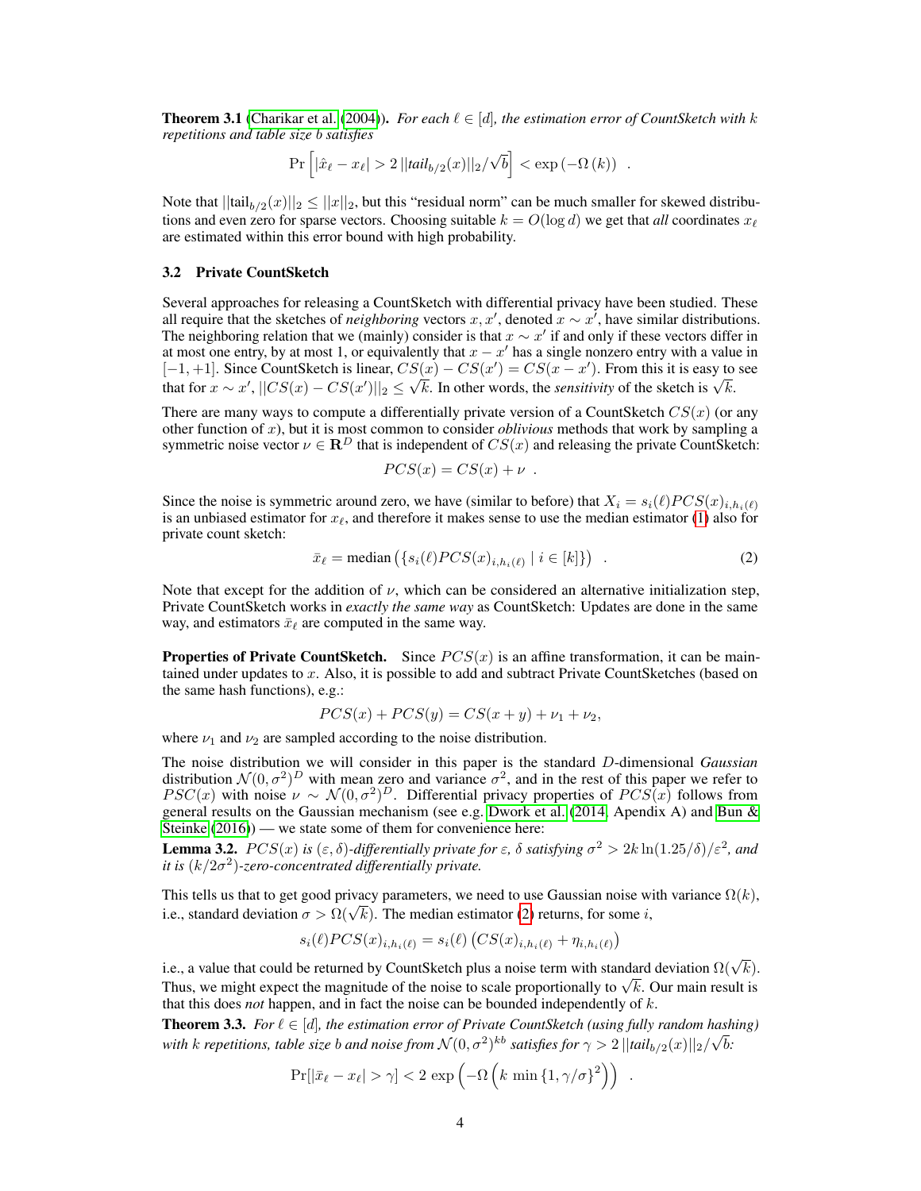**Theorem 3.1** (Charikar et al. (2004)). *For each $\ell \in [d]$, the estimation error of CountSketch with $k$ repetitions and table size $b$ satisfies*

$$\Pr\left[|\hat{x}_\ell - x_\ell| > 2\,||\mathit{tail}_{b/2}(x)||_2/\sqrt{b}\right] < \exp\left(-\Omega\left(k\right)\right) \enspace .$$

Note that $||\text{tail}_{b/2}(x)||_2 \leq ||x||_2$, but this "residual norm" can be much smaller for skewed distributions and even zero for sparse vectors. Choosing suitable $k = O(\log d)$ we get that *all* coordinates $x_\ell$ are estimated within this error bound with high probability.

### 3.2 Private CountSketch

Several approaches for releasing a CountSketch with differential privacy have been studied. These all require that the sketches of *neighboring* vectors $x, x'$, denoted $x \sim x'$, have similar distributions. The neighboring relation that we (mainly) consider is that $x \sim x'$ if and only if these vectors differ in at most one entry, by at most 1, or equivalently that $x - x'$ has a single nonzero entry with a value in $[-1, +1]$. Since CountSketch is linear, $CS(x) - CS(x') = CS(x - x')$. From this it is easy to see that for $x \sim x'$, $||CS(x) - CS(x')||_2 \leq \sqrt{k}$. In other words, the *sensitivity* of the sketch is $\sqrt{k}$.

There are many ways to compute a differentially private version of a CountSketch $CS(x)$ (or any other function of $x$), but it is most common to consider *oblivious* methods that work by sampling a symmetric noise vector $\nu \in \mathbf{R}^D$ that is independent of $CS(x)$ and releasing the private CountSketch:

$$PCS(x) = CS(x) + \nu \enspace .$$

Since the noise is symmetric around zero, we have (similar to before) that $X_i = s_i(\ell) PCS(x)_{i,h_i(\ell)}$ is an unbiased estimator for $x_\ell$, and therefore it makes sense to use the median estimator (1) also for private count sketch:

$$\bar{x}_\ell = \text{median}\left(\{s_i(\ell) PCS(x)_{i,h_i(\ell)} \mid i \in [k]\}\right) \enspace . \tag{2}$$

Note that except for the addition of $\nu$, which can be considered an alternative initialization step, Private CountSketch works in *exactly the same way* as CountSketch: Updates are done in the same way, and estimators $\bar{x}_\ell$ are computed in the same way.

**Properties of Private CountSketch.** Since $PCS(x)$ is an affine transformation, it can be maintained under updates to $x$. Also, it is possible to add and subtract Private CountSketches (based on the same hash functions), e.g.:

$$PCS(x) + PCS(y) = CS(x + y) + \nu_1 + \nu_2,$$

where $\nu_1$ and $\nu_2$ are sampled according to the noise distribution.

The noise distribution we will consider in this paper is the standard $D$-dimensional *Gaussian* distribution $\mathcal{N}(0, \sigma^2)^D$ with mean zero and variance $\sigma^2$, and in the rest of this paper we refer to $PSC(x)$ with noise $\nu \sim \mathcal{N}(0, \sigma^2)^D$. Differential privacy properties of $PCS(x)$ follows from general results on the Gaussian mechanism (see e.g. Dwork et al. (2014, Apendix A) and Bun & Steinke (2016)) — we state some of them for convenience here:

**Lemma 3.2.** *$PCS(x)$ is $(\varepsilon, \delta)$-differentially private for $\varepsilon$, $\delta$ satisfying $\sigma^2 > 2k \ln(1.25/\delta)/\varepsilon^2$, and it is $(k/2\sigma^2)$-zero-concentrated differentially private.*

This tells us that to get good privacy parameters, we need to use Gaussian noise with variance $\Omega(k)$, i.e., standard deviation $\sigma > \Omega(\sqrt{k})$. The median estimator (2) returns, for some $i$,

$$s_i(\ell) PCS(x)_{i,h_i(\ell)} = s_i(\ell)\left(CS(x)_{i,h_i(\ell)} + \eta_{i,h_i(\ell)}\right)$$

i.e., a value that could be returned by CountSketch plus a noise term with standard deviation $\Omega(\sqrt{k})$. Thus, we might expect the magnitude of the noise to scale proportionally to $\sqrt{k}$. Our main result is that this does *not* happen, and in fact the noise can be bounded independently of $k$.

**Theorem 3.3.** *For $\ell \in [d]$, the estimation error of Private CountSketch (using fully random hashing) with $k$ repetitions, table size $b$ and noise from $\mathcal{N}(0, \sigma^2)^{kb}$ satisfies for $\gamma > 2\,||\mathit{tail}_{b/2}(x)||_2/\sqrt{b}$:*

$$\Pr[|\bar{x}_\ell - x_\ell| > \gamma] < 2\,\exp\left(-\Omega\left(k\,\min\{1, \gamma/\sigma\}^2\right)\right) \enspace .$$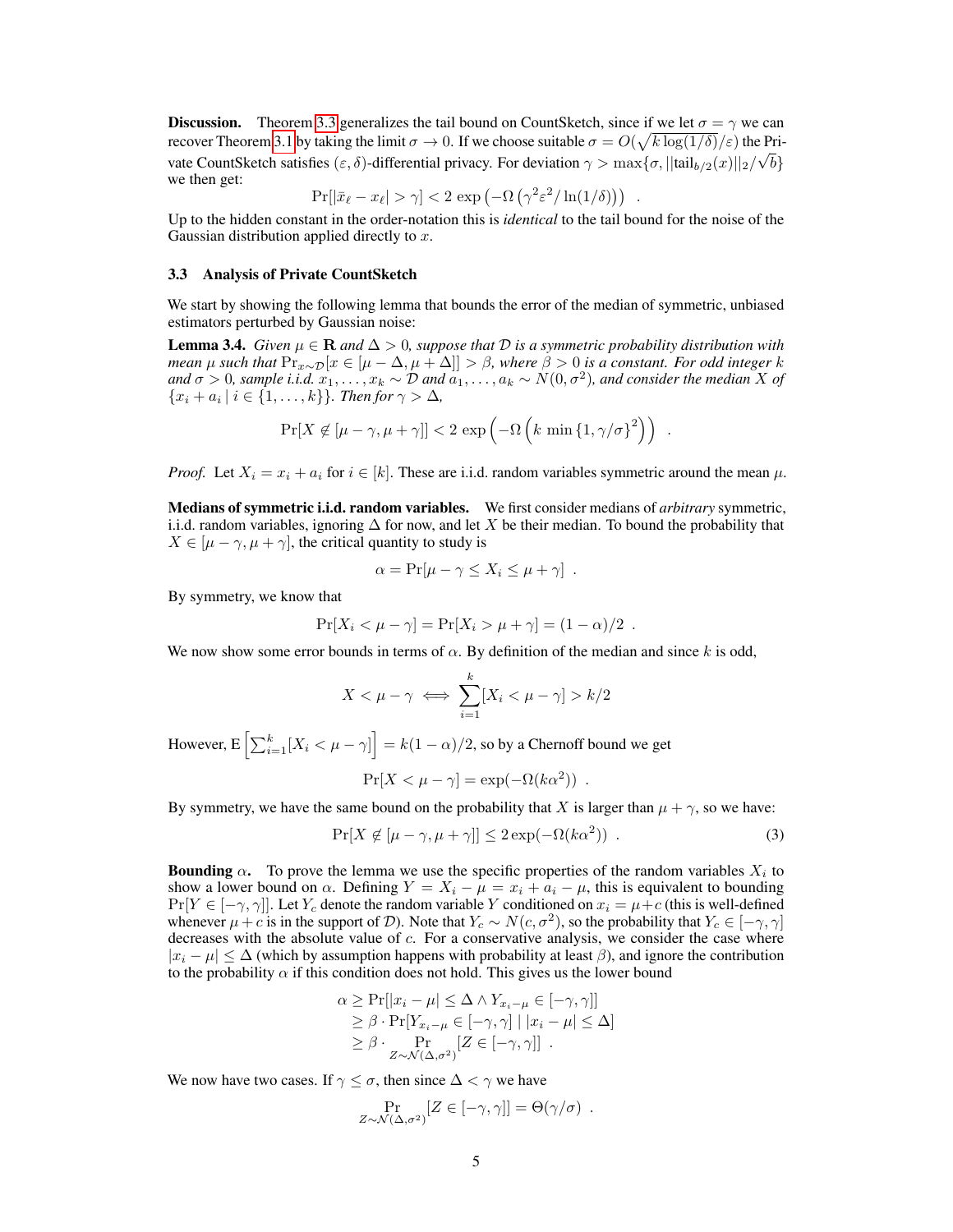**Discussion.** Theorem 3.3 generalizes the tail bound on CountSketch, since if we let $\sigma = \gamma$ we can recover Theorem 3.1 by taking the limit $\sigma \to 0$. If we choose suitable $\sigma = O(\sqrt{k\log(1/\delta)}/\varepsilon)$ the Private CountSketch satisfies $(\varepsilon, \delta)$-differential privacy. For deviation $\gamma > \max\{\sigma, ||\text{tail}_{b/2}(x)||_2/\sqrt{b}\}$ we then get:

$$\Pr[|\bar{x}_\ell - x_\ell| > \gamma] < 2\,\exp\left(-\Omega\left(\gamma^2\varepsilon^2/\ln(1/\delta)\right)\right) \ .$$

Up to the hidden constant in the order-notation this is *identical* to the tail bound for the noise of the Gaussian distribution applied directly to $x$.

### 3.3 Analysis of Private CountSketch

We start by showing the following lemma that bounds the error of the median of symmetric, unbiased estimators perturbed by Gaussian noise:

**Lemma 3.4.** *Given $\mu \in \mathbf{R}$ and $\Delta > 0$, suppose that $\mathcal{D}$ is a symmetric probability distribution with mean $\mu$ such that $\Pr_{x\sim\mathcal{D}}[x \in [\mu - \Delta, \mu + \Delta]] > \beta$, where $\beta > 0$ is a constant. For odd integer $k$ and $\sigma > 0$, sample i.i.d. $x_1, \ldots, x_k \sim \mathcal{D}$ and $a_1, \ldots, a_k \sim N(0, \sigma^2)$, and consider the median $X$ of $\{x_i + a_i \mid i \in \{1, \ldots, k\}\}$. Then for $\gamma > \Delta$,*

$$\Pr[X \notin [\mu - \gamma, \mu + \gamma]] < 2\,\exp\left(-\Omega\left(k\,\min\{1, \gamma/\sigma\}^2\right)\right) \ .$$

*Proof.* Let $X_i = x_i + a_i$ for $i \in [k]$. These are i.i.d. random variables symmetric around the mean $\mu$.

**Medians of symmetric i.i.d. random variables.** We first consider medians of *arbitrary* symmetric, i.i.d. random variables, ignoring $\Delta$ for now, and let $X$ be their median. To bound the probability that $X \in [\mu - \gamma, \mu + \gamma]$, the critical quantity to study is

$$\alpha = \Pr[\mu - \gamma \le X_i \le \mu + \gamma] \ .$$

By symmetry, we know that

$$\Pr[X_i < \mu - \gamma] = \Pr[X_i > \mu + \gamma] = (1 - \alpha)/2 \ .$$

We now show some error bounds in terms of $\alpha$. By definition of the median and since $k$ is odd,

$$X < \mu - \gamma \iff \sum_{i=1}^{k}[X_i < \mu - \gamma] > k/2$$

However, $\mathrm{E}\left[\sum_{i=1}^{k}[X_i < \mu - \gamma]\right] = k(1 - \alpha)/2$, so by a Chernoff bound we get

$$\Pr[X < \mu - \gamma] = \exp(-\Omega(k\alpha^2)) \ .$$

By symmetry, we have the same bound on the probability that $X$ is larger than $\mu + \gamma$, so we have:

$$\Pr[X \notin [\mu - \gamma, \mu + \gamma]] \le 2\exp(-\Omega(k\alpha^2)) \ . \tag{3}$$

**Bounding $\alpha$.** To prove the lemma we use the specific properties of the random variables $X_i$ to show a lower bound on $\alpha$. Defining $Y = X_i - \mu = x_i + a_i - \mu$, this is equivalent to bounding $\Pr[Y \in [-\gamma, \gamma]]$. Let $Y_c$ denote the random variable $Y$ conditioned on $x_i = \mu + c$ (this is well-defined whenever $\mu + c$ is in the support of $\mathcal{D}$). Note that $Y_c \sim N(c, \sigma^2)$, so the probability that $Y_c \in [-\gamma, \gamma]$ decreases with the absolute value of $c$. For a conservative analysis, we consider the case where $|x_i - \mu| \le \Delta$ (which by assumption happens with probability at least $\beta$), and ignore the contribution to the probability $\alpha$ if this condition does not hold. This gives us the lower bound

$$\begin{aligned}
\alpha &\ge \Pr[|x_i - \mu| \le \Delta \wedge Y_{x_i - \mu} \in [-\gamma, \gamma]] \\
&\ge \beta \cdot \Pr[Y_{x_i - \mu} \in [-\gamma, \gamma] \mid |x_i - \mu| \le \Delta] \\
&\ge \beta \cdot \Pr_{Z \sim \mathcal{N}(\Delta, \sigma^2)}[Z \in [-\gamma, \gamma]] \ .
\end{aligned}$$

We now have two cases. If $\gamma \le \sigma$, then since $\Delta < \gamma$ we have

$$\Pr_{Z \sim \mathcal{N}(\Delta, \sigma^2)}[Z \in [-\gamma, \gamma]] = \Theta(\gamma/\sigma) \ .$$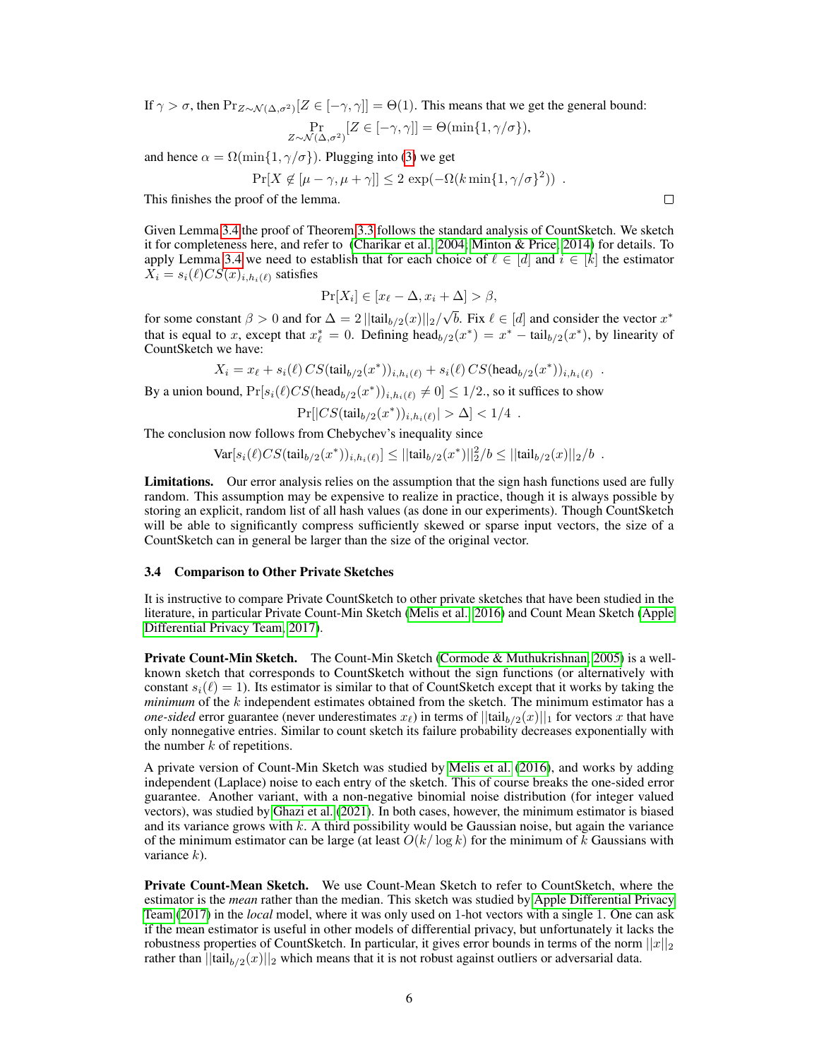If $\gamma > \sigma$, then $\Pr_{Z \sim \mathcal{N}(\Delta,\sigma^2)}[Z \in [-\gamma, \gamma]] = \Theta(1)$. This means that we get the general bound:

$$\Pr_{Z \sim \mathcal{N}(\Delta,\sigma^2)}[Z \in [-\gamma, \gamma]] = \Theta(\min\{1, \gamma/\sigma\}),$$

and hence $\alpha = \Omega(\min\{1, \gamma/\sigma\})$. Plugging into (3) we get

$$\Pr[X \notin [\mu - \gamma, \mu + \gamma]] \leq 2 \exp(-\Omega(k \min\{1, \gamma/\sigma\}^2)) \ .$$

This finishes the proof of the lemma. □

Given Lemma 3.4 the proof of Theorem 3.3 follows the standard analysis of CountSketch. We sketch it for completeness here, and refer to (Charikar et al., 2004; Minton & Price, 2014) for details. To apply Lemma 3.4 we need to establish that for each choice of $\ell \in [d]$ and $i \in [k]$ the estimator $X_i = s_i(\ell) CS(x)_{i,h_i(\ell)}$ satisfies

$$\Pr[X_i] \in [x_\ell - \Delta, x_i + \Delta] > \beta,$$

for some constant $\beta > 0$ and for $\Delta = 2\,||\text{tail}_{b/2}(x)||_2/\sqrt{b}$. Fix $\ell \in [d]$ and consider the vector $x^*$ that is equal to $x$, except that $x^*_\ell = 0$. Defining $\text{head}_{b/2}(x^*) = x^* - \text{tail}_{b/2}(x^*)$, by linearity of CountSketch we have:

$$X_i = x_\ell + s_i(\ell)\, CS(\text{tail}_{b/2}(x^*))_{i,h_i(\ell)} + s_i(\ell)\, CS(\text{head}_{b/2}(x^*))_{i,h_i(\ell)} \ .$$

By a union bound, $\Pr[s_i(\ell) CS(\text{head}_{b/2}(x^*))_{i,h_i(\ell)} \neq 0] \leq 1/2.$, so it suffices to show

$$\Pr[|CS(\text{tail}_{b/2}(x^*))_{i,h_i(\ell)}| > \Delta] < 1/4 \ .$$

The conclusion now follows from Chebychev's inequality since

$$\text{Var}[s_i(\ell) CS(\text{tail}_{b/2}(x^*))_{i,h_i(\ell)}] \leq ||\text{tail}_{b/2}(x^*)||_2^2/b \leq ||\text{tail}_{b/2}(x)||_2/b \ .$$

**Limitations.** Our error analysis relies on the assumption that the sign hash functions used are fully random. This assumption may be expensive to realize in practice, though it is always possible by storing an explicit, random list of all hash values (as done in our experiments). Though CountSketch will be able to significantly compress sufficiently skewed or sparse input vectors, the size of a CountSketch can in general be larger than the size of the original vector.

### 3.4 Comparison to Other Private Sketches

It is instructive to compare Private CountSketch to other private sketches that have been studied in the literature, in particular Private Count-Min Sketch (Melis et al., 2016) and Count Mean Sketch (Apple Differential Privacy Team, 2017).

**Private Count-Min Sketch.** The Count-Min Sketch (Cormode & Muthukrishnan, 2005) is a well-known sketch that corresponds to CountSketch without the sign functions (or alternatively with constant $s_i(\ell) = 1$). Its estimator is similar to that of CountSketch except that it works by taking the *minimum* of the $k$ independent estimates obtained from the sketch. The minimum estimator has a *one-sided* error guarantee (never underestimates $x_\ell$) in terms of $||\text{tail}_{b/2}(x)||_1$ for vectors $x$ that have only nonnegative entries. Similar to count sketch its failure probability decreases exponentially with the number $k$ of repetitions.

A private version of Count-Min Sketch was studied by Melis et al. (2016), and works by adding independent (Laplace) noise to each entry of the sketch. This of course breaks the one-sided error guarantee. Another variant, with a non-negative binomial noise distribution (for integer valued vectors), was studied by Ghazi et al. (2021). In both cases, however, the minimum estimator is biased and its variance grows with $k$. A third possibility would be Gaussian noise, but again the variance of the minimum estimator can be large (at least $O(k/\log k)$ for the minimum of $k$ Gaussians with variance $k$).

**Private Count-Mean Sketch.** We use Count-Mean Sketch to refer to CountSketch, where the estimator is the *mean* rather than the median. This sketch was studied by Apple Differential Privacy Team (2017) in the *local* model, where it was only used on 1-hot vectors with a single 1. One can ask if the mean estimator is useful in other models of differential privacy, but unfortunately it lacks the robustness properties of CountSketch. In particular, it gives error bounds in terms of the norm $||x||_2$ rather than $||\text{tail}_{b/2}(x)||_2$ which means that it is not robust against outliers or adversarial data.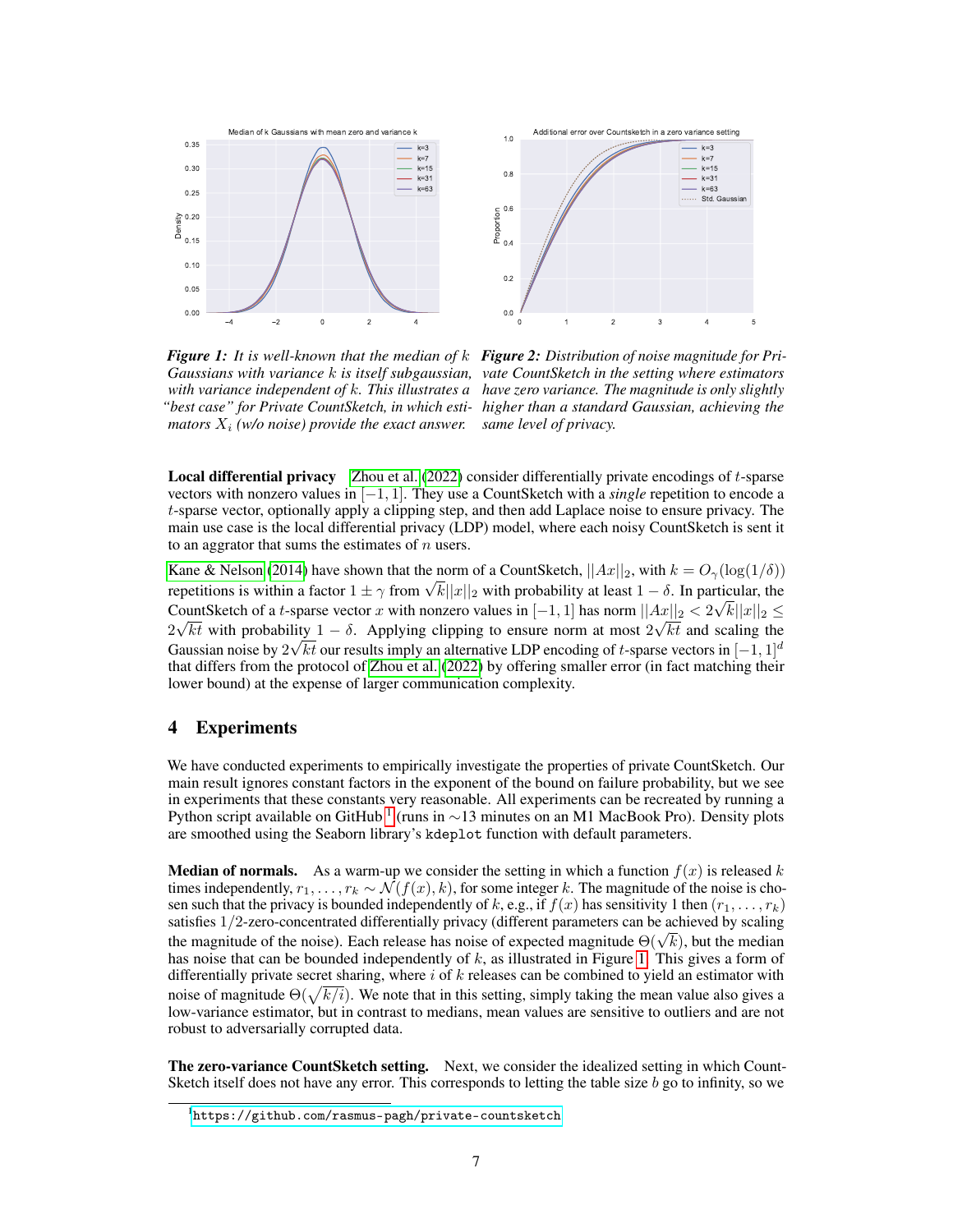*Figure 1: It is well-known that the median of $k$ Gaussians with variance $k$ is itself subgaussian, with variance independent of $k$. This illustrates a "best case" for Private CountSketch, in which estimators $X_i$ (w/o noise) provide the exact answer.*

*Figure 2: Distribution of noise magnitude for Private CountSketch in the setting where estimators have zero variance. The magnitude is only slightly higher than a standard Gaussian, achieving the same level of privacy.*

**Local differential privacy** Zhou et al. (2022) consider differentially private encodings of $t$-sparse vectors with nonzero values in $[-1, 1]$. They use a CountSketch with a *single* repetition to encode a $t$-sparse vector, optionally apply a clipping step, and then add Laplace noise to ensure privacy. The main use case is the local differential privacy (LDP) model, where each noisy CountSketch is sent it to an aggrator that sums the estimates of $n$ users.

Kane & Nelson (2014) have shown that the norm of a CountSketch, $||Ax||_2$, with $k = O_\gamma(\log(1/\delta))$ repetitions is within a factor $1 \pm \gamma$ from $\sqrt{k}||x||_2$ with probability at least $1 - \delta$. In particular, the CountSketch of a $t$-sparse vector $x$ with nonzero values in $[-1, 1]$ has norm $||Ax||_2 < 2\sqrt{k}||x||_2 \leq 2\sqrt{kt}$ with probability $1 - \delta$. Applying clipping to ensure norm at most $2\sqrt{kt}$ and scaling the Gaussian noise by $2\sqrt{kt}$ our results imply an alternative LDP encoding of $t$-sparse vectors in $[-1, 1]^d$ that differs from the protocol of Zhou et al. (2022) by offering smaller error (in fact matching their lower bound) at the expense of larger communication complexity.

## 4 Experiments

We have conducted experiments to empirically investigate the properties of private CountSketch. Our main result ignores constant factors in the exponent of the bound on failure probability, but we see in experiments that these constants very reasonable. All experiments can be recreated by running a Python script available on GitHub [1] (runs in $\sim$13 minutes on an M1 MacBook Pro). Density plots are smoothed using the Seaborn library's `kdeplot` function with default parameters.

**Median of normals.** As a warm-up we consider the setting in which a function $f(x)$ is released $k$ times independently, $r_1, \dots, r_k \sim \mathcal{N}(f(x), k)$, for some integer $k$. The magnitude of the noise is chosen such that the privacy is bounded independently of $k$, e.g., if $f(x)$ has sensitivity 1 then $(r_1, \dots, r_k)$ satisfies 1/2-zero-concentrated differentially privacy (different parameters can be achieved by scaling the magnitude of the noise). Each release has noise of expected magnitude $\Theta(\sqrt{k})$, but the median has noise that can be bounded independently of $k$, as illustrated in Figure 1. This gives a form of differentially private secret sharing, where $i$ of $k$ releases can be combined to yield an estimator with noise of magnitude $\Theta(\sqrt{k/i})$. We note that in this setting, simply taking the mean value also gives a low-variance estimator, but in contrast to medians, mean values are sensitive to outliers and are not robust to adversarially corrupted data.

**The zero-variance CountSketch setting.** Next, we consider the idealized setting in which CountSketch itself does not have any error. This corresponds to letting the table size $b$ go to infinity, so we

[1] https://github.com/rasmus-pagh/private-countsketch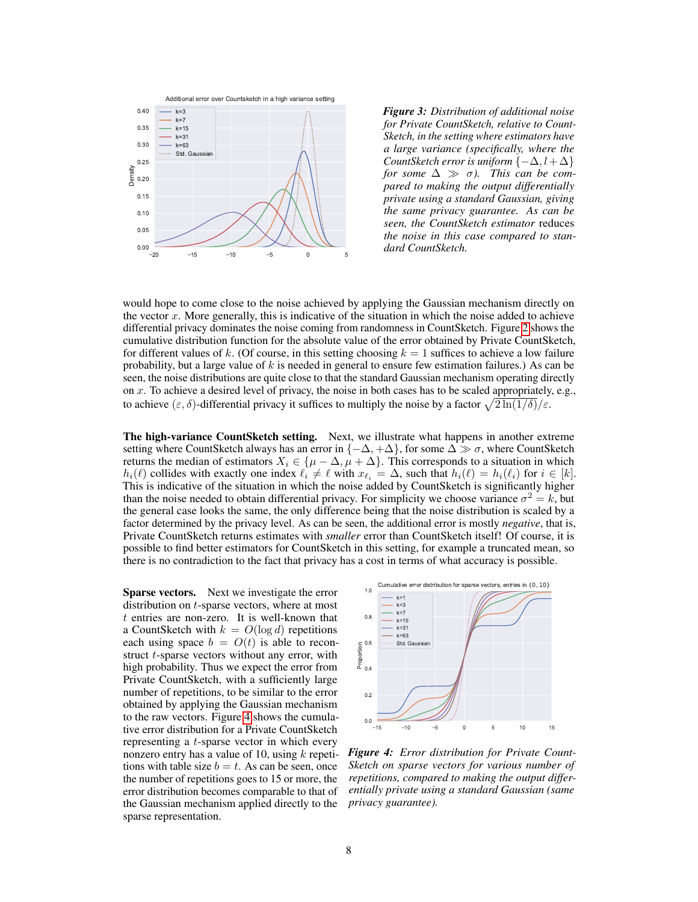*Figure 3: Distribution of additional noise for Private CountSketch, relative to CountSketch, in the setting where estimators have a large variance (specifically, where the CountSketch error is uniform $\{-\Delta, l+\Delta\}$ for some $\Delta \gg \sigma$). This can be compared to making the output differentially private using a standard Gaussian, giving the same privacy guarantee. As can be seen, the CountSketch estimator* reduces *the noise in this case compared to standard CountSketch.*

would hope to come close to the noise achieved by applying the Gaussian mechanism directly on the vector $x$. More generally, this is indicative of the situation in which the noise added to achieve differential privacy dominates the noise coming from randomness in CountSketch. Figure 2 shows the cumulative distribution function for the absolute value of the error obtained by Private CountSketch, for different values of $k$. (Of course, in this setting choosing $k = 1$ suffices to achieve a low failure probability, but a large value of $k$ is needed in general to ensure few estimation failures.) As can be seen, the noise distributions are quite close to that the standard Gaussian mechanism operating directly on $x$. To achieve a desired level of privacy, the noise in both cases has to be scaled appropriately, e.g., to achieve $(\varepsilon, \delta)$-differential privacy it suffices to multiply the noise by a factor $\sqrt{2\ln(1/\delta)}/\varepsilon$.

**The high-variance CountSketch setting.** Next, we illustrate what happens in another extreme setting where CountSketch always has an error in $\{-\Delta, +\Delta\}$, for some $\Delta \gg \sigma$, where CountSketch returns the median of estimators $X_i \in \{\mu - \Delta, \mu + \Delta\}$. This corresponds to a situation in which $h_i(\ell)$ collides with exactly one index $\ell_i \neq \ell$ with $x_{\ell_i} = \Delta$, such that $h_i(\ell) = h_i(\ell_i)$ for $i \in [k]$. This is indicative of the situation in which the noise added by CountSketch is significantly higher than the noise needed to obtain differential privacy. For simplicity we choose variance $\sigma^2 = k$, but the general case looks the same, the only difference being that the noise distribution is scaled by a factor determined by the privacy level. As can be seen, the additional error is mostly *negative*, that is, Private CountSketch returns estimates with *smaller* error than CountSketch itself! Of course, it is possible to find better estimators for CountSketch in this setting, for example a truncated mean, so there is no contradiction to the fact that privacy has a cost in terms of what accuracy is possible.

**Sparse vectors.** Next we investigate the error distribution on $t$-sparse vectors, where at most $t$ entries are non-zero. It is well-known that a CountSketch with $k = O(\log d)$ repetitions each using space $b = O(t)$ is able to reconstruct $t$-sparse vectors without any error, with high probability. Thus we expect the error from Private CountSketch, with a sufficiently large number of repetitions, to be similar to the error obtained by applying the Gaussian mechanism to the raw vectors. Figure 4 shows the cumulative error distribution for a Private CountSketch representing a $t$-sparse vector in which every nonzero entry has a value of 10, using $k$ repetitions with table size $b = t$. As can be seen, once the number of repetitions goes to 15 or more, the error distribution becomes comparable to that of the Gaussian mechanism applied directly to the sparse representation.

*Figure 4: Error distribution for Private CountSketch on sparse vectors for various number of repetitions, compared to making the output differentially private using a standard Gaussian (same privacy guarantee).*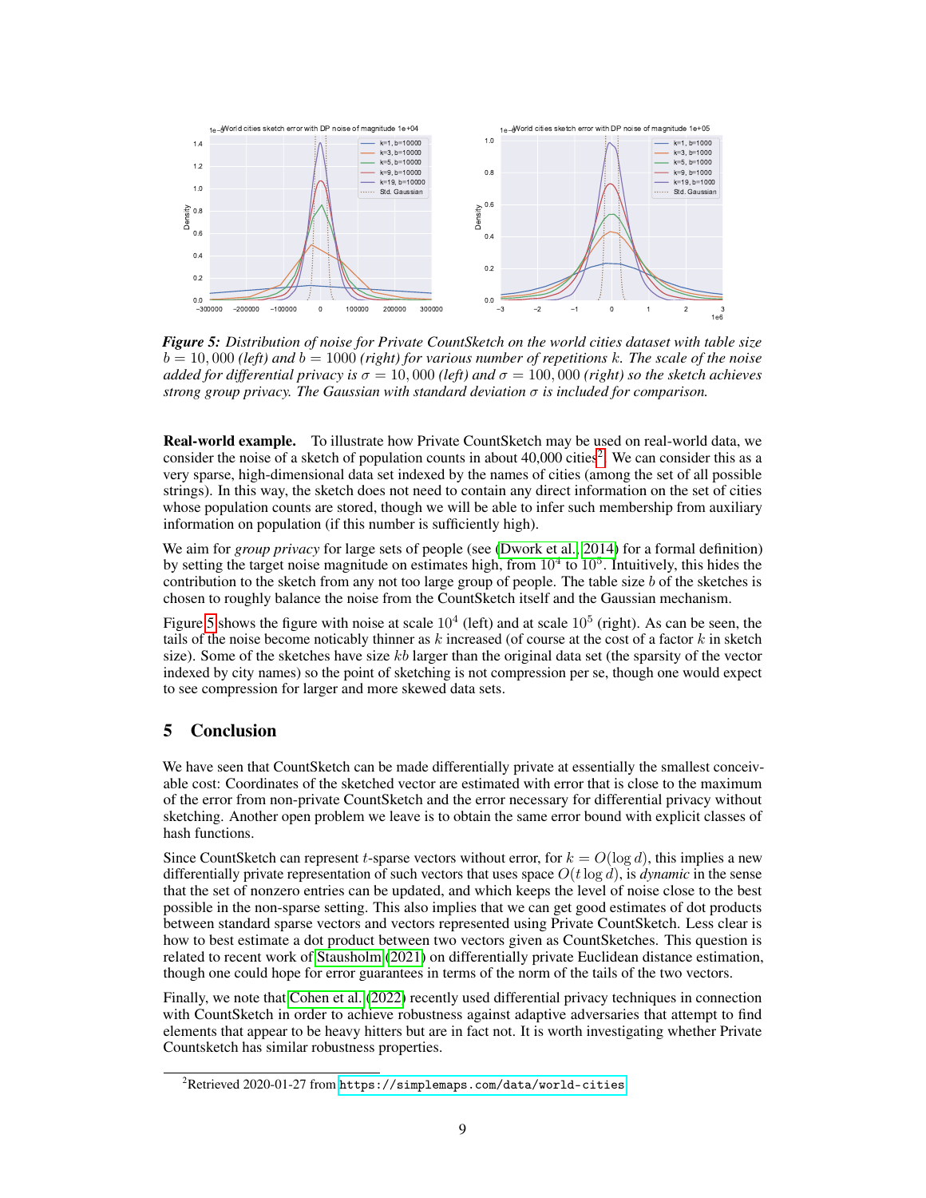*Figure 5: Distribution of noise for Private CountSketch on the world cities dataset with table size $b = 10,000$ (left) and $b = 1000$ (right) for various number of repetitions $k$. The scale of the noise added for differential privacy is $\sigma = 10,000$ (left) and $\sigma = 100,000$ (right) so the sketch achieves strong group privacy. The Gaussian with standard deviation $\sigma$ is included for comparison.*

**Real-world example.** To illustrate how Private CountSketch may be used on real-world data, we consider the noise of a sketch of population counts in about 40,000 cities[2]. We can consider this as a very sparse, high-dimensional data set indexed by the names of cities (among the set of all possible strings). In this way, the sketch does not need to contain any direct information on the set of cities whose population counts are stored, though we will be able to infer such membership from auxiliary information on population (if this number is sufficiently high).

We aim for *group privacy* for large sets of people (see (Dwork et al., 2014) for a formal definition) by setting the target noise magnitude on estimates high, from $10^4$ to $10^5$. Intuitively, this hides the contribution to the sketch from any not too large group of people. The table size $b$ of the sketches is chosen to roughly balance the noise from the CountSketch itself and the Gaussian mechanism.

Figure 5 shows the figure with noise at scale $10^4$ (left) and at scale $10^5$ (right). As can be seen, the tails of the noise become noticably thinner as $k$ increased (of course at the cost of a factor $k$ in sketch size). Some of the sketches have size $kb$ larger than the original data set (the sparsity of the vector indexed by city names) so the point of sketching is not compression per se, though one would expect to see compression for larger and more skewed data sets.

## 5 Conclusion

We have seen that CountSketch can be made differentially private at essentially the smallest conceivable cost: Coordinates of the sketched vector are estimated with error that is close to the maximum of the error from non-private CountSketch and the error necessary for differential privacy without sketching. Another open problem we leave is to obtain the same error bound with explicit classes of hash functions.

Since CountSketch can represent $t$-sparse vectors without error, for $k = O(\log d)$, this implies a new differentially private representation of such vectors that uses space $O(t \log d)$, is *dynamic* in the sense that the set of nonzero entries can be updated, and which keeps the level of noise close to the best possible in the non-sparse setting. This also implies that we can get good estimates of dot products between standard sparse vectors and vectors represented using Private CountSketch. Less clear is how to best estimate a dot product between two vectors given as CountSketches. This question is related to recent work of Stausholm (2021) on differentially private Euclidean distance estimation, though one could hope for error guarantees in terms of the norm of the tails of the two vectors.

Finally, we note that Cohen et al. (2022) recently used differential privacy techniques in connection with CountSketch in order to achieve robustness against adaptive adversaries that attempt to find elements that appear to be heavy hitters but are in fact not. It is worth investigating whether Private Countsketch has similar robustness properties.

[2] Retrieved 2020-01-27 from https://simplemaps.com/data/world-cities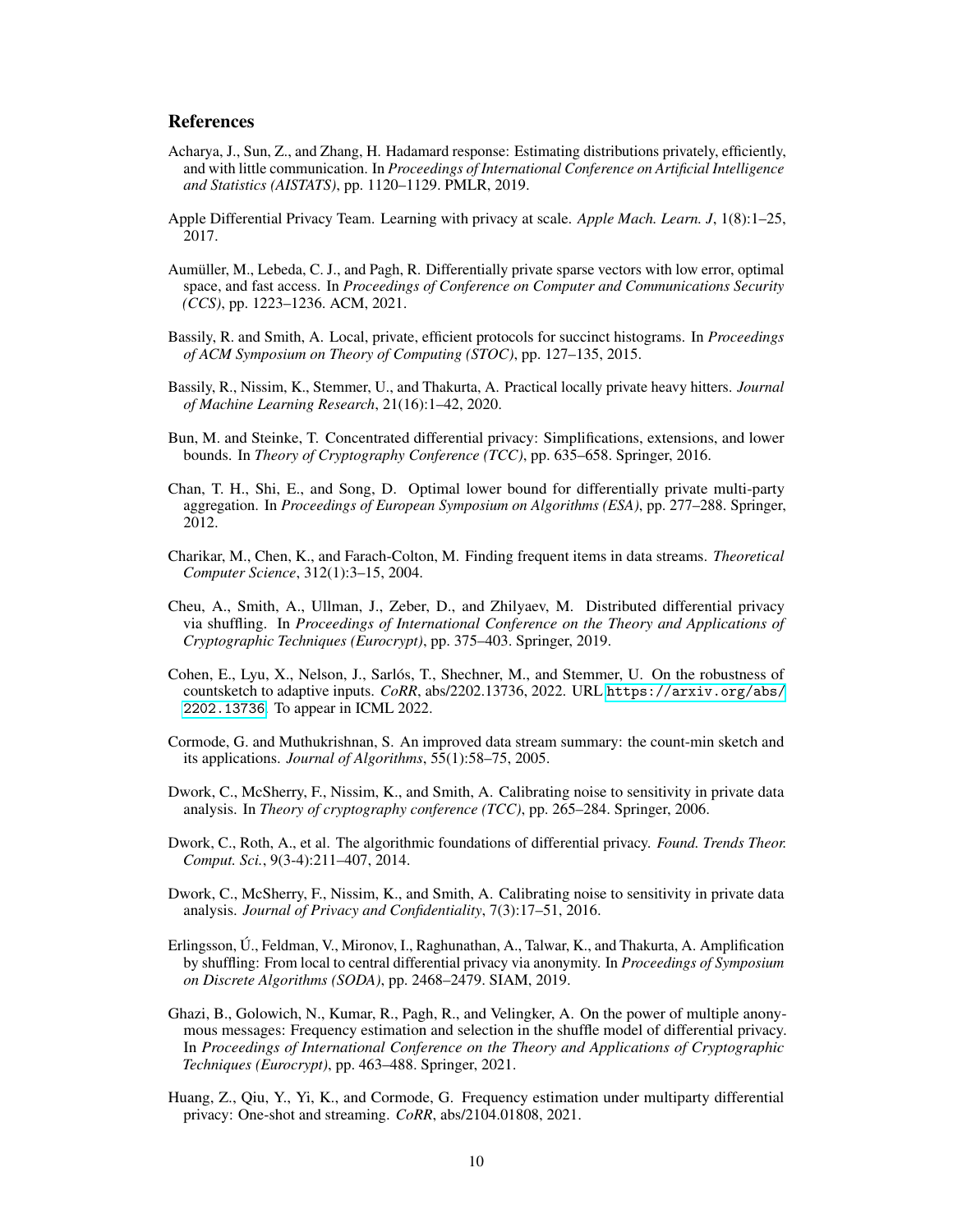## References

Acharya, J., Sun, Z., and Zhang, H. Hadamard response: Estimating distributions privately, efficiently, and with little communication. In *Proceedings of International Conference on Artificial Intelligence and Statistics (AISTATS)*, pp. 1120–1129. PMLR, 2019.

Apple Differential Privacy Team. Learning with privacy at scale. *Apple Mach. Learn. J*, 1(8):1–25, 2017.

Aumüller, M., Lebeda, C. J., and Pagh, R. Differentially private sparse vectors with low error, optimal space, and fast access. In *Proceedings of Conference on Computer and Communications Security (CCS)*, pp. 1223–1236. ACM, 2021.

Bassily, R. and Smith, A. Local, private, efficient protocols for succinct histograms. In *Proceedings of ACM Symposium on Theory of Computing (STOC)*, pp. 127–135, 2015.

Bassily, R., Nissim, K., Stemmer, U., and Thakurta, A. Practical locally private heavy hitters. *Journal of Machine Learning Research*, 21(16):1–42, 2020.

Bun, M. and Steinke, T. Concentrated differential privacy: Simplifications, extensions, and lower bounds. In *Theory of Cryptography Conference (TCC)*, pp. 635–658. Springer, 2016.

Chan, T. H., Shi, E., and Song, D. Optimal lower bound for differentially private multi-party aggregation. In *Proceedings of European Symposium on Algorithms (ESA)*, pp. 277–288. Springer, 2012.

Charikar, M., Chen, K., and Farach-Colton, M. Finding frequent items in data streams. *Theoretical Computer Science*, 312(1):3–15, 2004.

Cheu, A., Smith, A., Ullman, J., Zeber, D., and Zhilyaev, M. Distributed differential privacy via shuffling. In *Proceedings of International Conference on the Theory and Applications of Cryptographic Techniques (Eurocrypt)*, pp. 375–403. Springer, 2019.

Cohen, E., Lyu, X., Nelson, J., Sarlós, T., Shechner, M., and Stemmer, U. On the robustness of countsketch to adaptive inputs. *CoRR*, abs/2202.13736, 2022. URL https://arxiv.org/abs/2202.13736. To appear in ICML 2022.

Cormode, G. and Muthukrishnan, S. An improved data stream summary: the count-min sketch and its applications. *Journal of Algorithms*, 55(1):58–75, 2005.

Dwork, C., McSherry, F., Nissim, K., and Smith, A. Calibrating noise to sensitivity in private data analysis. In *Theory of cryptography conference (TCC)*, pp. 265–284. Springer, 2006.

Dwork, C., Roth, A., et al. The algorithmic foundations of differential privacy. *Found. Trends Theor. Comput. Sci.*, 9(3-4):211–407, 2014.

Dwork, C., McSherry, F., Nissim, K., and Smith, A. Calibrating noise to sensitivity in private data analysis. *Journal of Privacy and Confidentiality*, 7(3):17–51, 2016.

Erlingsson, Ú., Feldman, V., Mironov, I., Raghunathan, A., Talwar, K., and Thakurta, A. Amplification by shuffling: From local to central differential privacy via anonymity. In *Proceedings of Symposium on Discrete Algorithms (SODA)*, pp. 2468–2479. SIAM, 2019.

Ghazi, B., Golowich, N., Kumar, R., Pagh, R., and Velingker, A. On the power of multiple anonymous messages: Frequency estimation and selection in the shuffle model of differential privacy. In *Proceedings of International Conference on the Theory and Applications of Cryptographic Techniques (Eurocrypt)*, pp. 463–488. Springer, 2021.

Huang, Z., Qiu, Y., Yi, K., and Cormode, G. Frequency estimation under multiparty differential privacy: One-shot and streaming. *CoRR*, abs/2104.01808, 2021.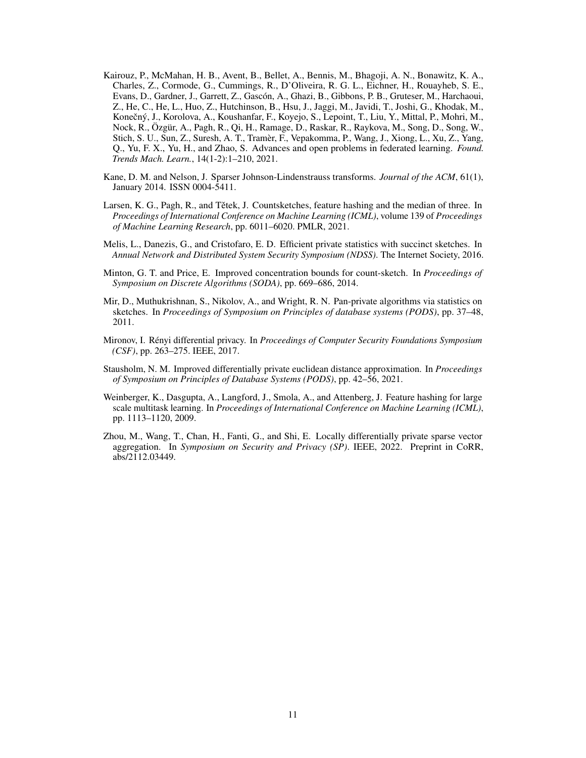Kairouz, P., McMahan, H. B., Avent, B., Bellet, A., Bennis, M., Bhagoji, A. N., Bonawitz, K. A., Charles, Z., Cormode, G., Cummings, R., D'Oliveira, R. G. L., Eichner, H., Rouayheb, S. E., Evans, D., Gardner, J., Garrett, Z., Gascón, A., Ghazi, B., Gibbons, P. B., Gruteser, M., Harchaoui, Z., He, C., He, L., Huo, Z., Hutchinson, B., Hsu, J., Jaggi, M., Javidi, T., Joshi, G., Khodak, M., Konečný, J., Korolova, A., Koushanfar, F., Koyejo, S., Lepoint, T., Liu, Y., Mittal, P., Mohri, M., Nock, R., Özgür, A., Pagh, R., Qi, H., Ramage, D., Raskar, R., Raykova, M., Song, D., Song, W., Stich, S. U., Sun, Z., Suresh, A. T., Tramèr, F., Vepakomma, P., Wang, J., Xiong, L., Xu, Z., Yang, Q., Yu, F. X., Yu, H., and Zhao, S. Advances and open problems in federated learning. *Found. Trends Mach. Learn.*, 14(1-2):1–210, 2021.

Kane, D. M. and Nelson, J. Sparser Johnson-Lindenstrauss transforms. *Journal of the ACM*, 61(1), January 2014. ISSN 0004-5411.

Larsen, K. G., Pagh, R., and Tětek, J. Countsketches, feature hashing and the median of three. In *Proceedings of International Conference on Machine Learning (ICML)*, volume 139 of *Proceedings of Machine Learning Research*, pp. 6011–6020. PMLR, 2021.

Melis, L., Danezis, G., and Cristofaro, E. D. Efficient private statistics with succinct sketches. In *Annual Network and Distributed System Security Symposium (NDSS)*. The Internet Society, 2016.

Minton, G. T. and Price, E. Improved concentration bounds for count-sketch. In *Proceedings of Symposium on Discrete Algorithms (SODA)*, pp. 669–686, 2014.

Mir, D., Muthukrishnan, S., Nikolov, A., and Wright, R. N. Pan-private algorithms via statistics on sketches. In *Proceedings of Symposium on Principles of database systems (PODS)*, pp. 37–48, 2011.

Mironov, I. Rényi differential privacy. In *Proceedings of Computer Security Foundations Symposium (CSF)*, pp. 263–275. IEEE, 2017.

Stausholm, N. M. Improved differentially private euclidean distance approximation. In *Proceedings of Symposium on Principles of Database Systems (PODS)*, pp. 42–56, 2021.

Weinberger, K., Dasgupta, A., Langford, J., Smola, A., and Attenberg, J. Feature hashing for large scale multitask learning. In *Proceedings of International Conference on Machine Learning (ICML)*, pp. 1113–1120, 2009.

Zhou, M., Wang, T., Chan, H., Fanti, G., and Shi, E. Locally differentially private sparse vector aggregation. In *Symposium on Security and Privacy (SP)*. IEEE, 2022. Preprint in CoRR, abs/2112.03449.